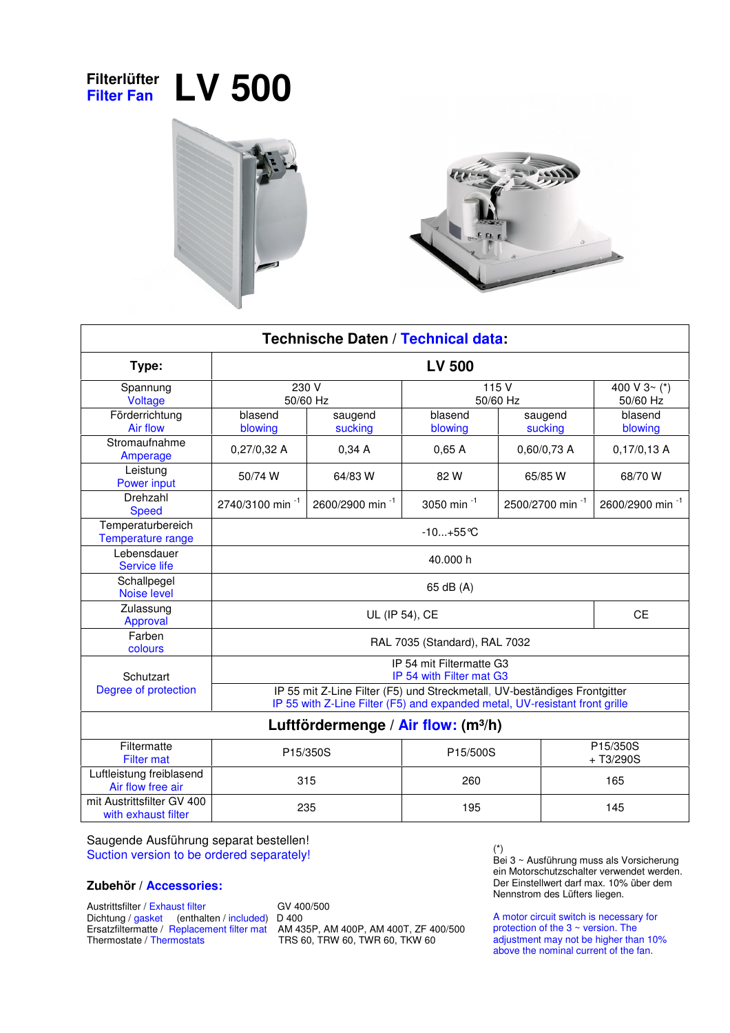# Filterlüfter / Filter Fan LV 500

| Technische Daten / Technical data: | | | | | |
|---|---|---|---|---|---|
| **Type:** | **LV 500** | | | | |
| Spannung / Voltage | 230 V 50/60 Hz | | 115 V 50/60 Hz | | 400 V 3~ (*) 50/60 Hz |
| Förderrichtung / Air flow | blasend / blowing | saugend / sucking | blasend / blowing | saugend / sucking | blasend / blowing |
| Stromaufnahme / Amperage | 0,27/0,32 A | 0,34 A | 0,65 A | 0,60/0,73 A | 0,17/0,13 A |
| Leistung / Power input | 50/74 W | 64/83 W | 82 W | 65/85 W | 68/70 W |
| Drehzahl / Speed | 2740/3100 min $^{-1}$ | 2600/2900 min $^{-1}$ | 3050 min $^{-1}$ | 2500/2700 min $^{-1}$ | 2600/2900 min $^{-1}$ |
| Temperaturbereich / Temperature range | -10...+55°C | | | | |
| Lebensdauer / Service life | 40.000 h | | | | |
| Schallpegel / Noise level | 65 dB (A) | | | | |
| Zulassung / Approval | UL (IP 54), CE | | | | CE |
| Farben / colours | RAL 7035 (Standard), RAL 7032 | | | | |
| Schutzart / Degree of protection | IP 54 mit Filtermatte G3 / IP 54 with Filter mat G3 | | | | |
| | IP 55 mit Z-Line Filter (F5) und Streckmetall, UV-beständiges Frontgitter / IP 55 with Z-Line Filter (F5) and expanded metal, UV-resistant front grille | | | | |

| Luftfördermenge / Air flow: (m³/h) | | | |
|---|---|---|---|
| Filtermatte / Filter mat | P15/350S | P15/500S | P15/350S + T3/290S |
| Luftleistung freiblasend / Air flow free air | 315 | 260 | 165 |
| mit Austrittsfilter GV 400 / with exhaust filter | 235 | 195 | 145 |

Saugende Ausführung separat bestellen!
Suction version to be ordered separately!

## Zubehör / Accessories:

| | |
|---|---|
| Austrittsfilter / Exhaust filter | GV 400/500 |
| Dichtung / gasket (enthalten / included) | D 400 |
| Ersatzfiltermatte / Replacement filter mat | AM 435P, AM 400P, AM 400T, ZF 400/500 |
| Thermostate / Thermostats | TRS 60, TRW 60, TWR 60, TKW 60 |

(*)
Bei 3 ~ Ausführung muss als Vorsicherung ein Motorschutzschalter verwendet werden. Der Einstellwert darf max. 10% über dem Nennstrom des Lüfters liegen.

A motor circuit switch is necessary for protection of the 3 ~ version. The adjustment may not be higher than 10% above the nominal current of the fan.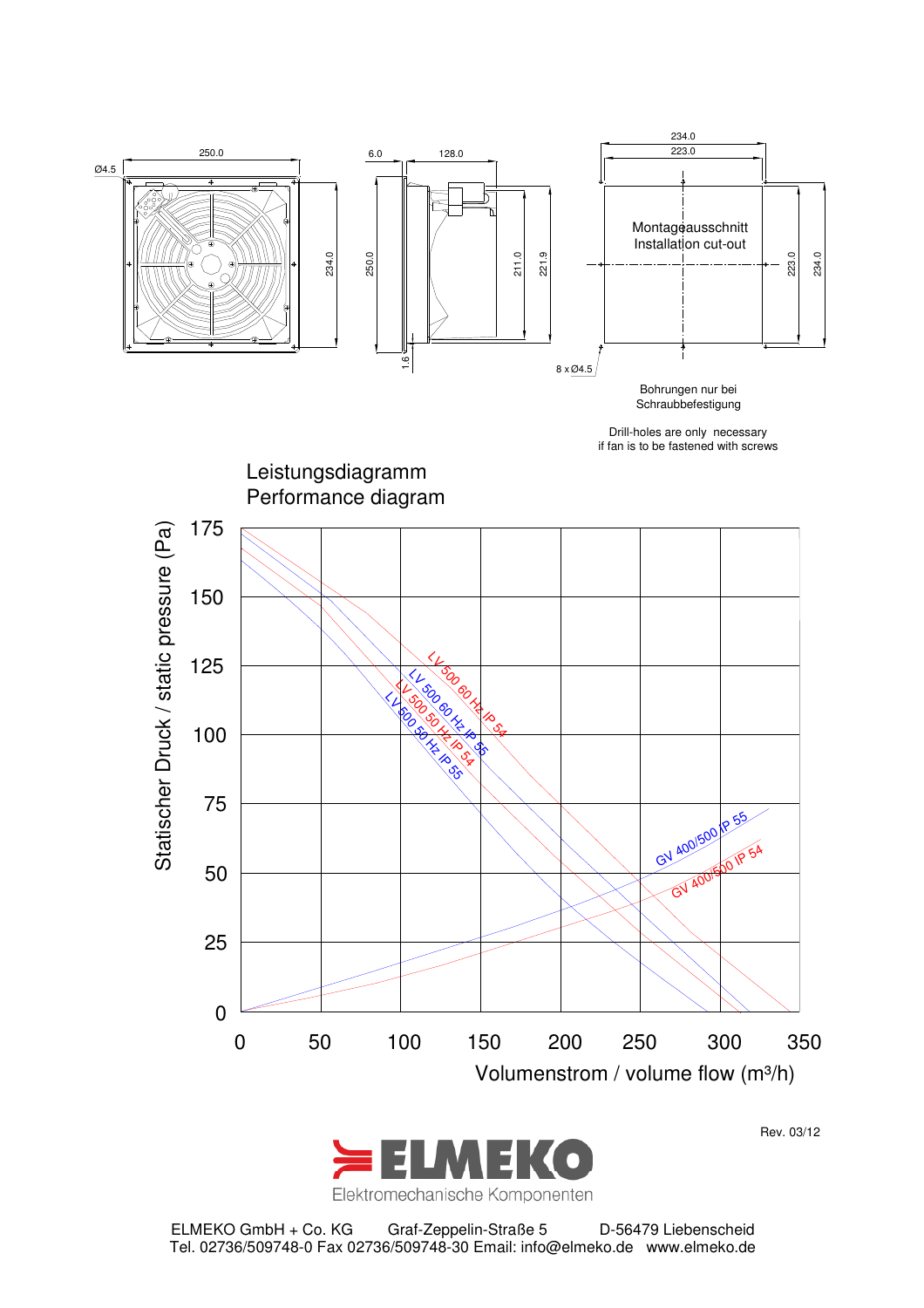Ø4.5

250.0

234.0

6.0

128.0

250.0

211.0

221.9

1.6

234.0

223.0

Montageausschnitt
Installation cut-out

223.0

234.0

8 x Ø4.5

Bohrungen nur bei
Schraubbefestigung

Drill-holes are only necessary
if fan is to be fastened with screws

## Leistungsdiagramm
## Performance diagram

Statischer Druck / static pressure (Pa)

175
150
125
100
75
50
25
0

0 50 100 150 200 250 300 350

Volumenstrom / volume flow (m³/h)

LV 500 60 Hz IP 54

LV 500 60 Hz IP 55

LV 500 50 Hz IP 54

LV 500 50 Hz IP 55

GV 400/500 IP 55

GV 400/500 IP 54

Rev. 03/12

ELMEKO
Elektromechanische Komponenten

ELMEKO GmbH + Co. KG Graf-Zeppelin-Straße 5 D-56479 Liebenscheid
Tel. 02736/509748-0 Fax 02736/509748-30 Email: info@elmeko.de www.elmeko.de